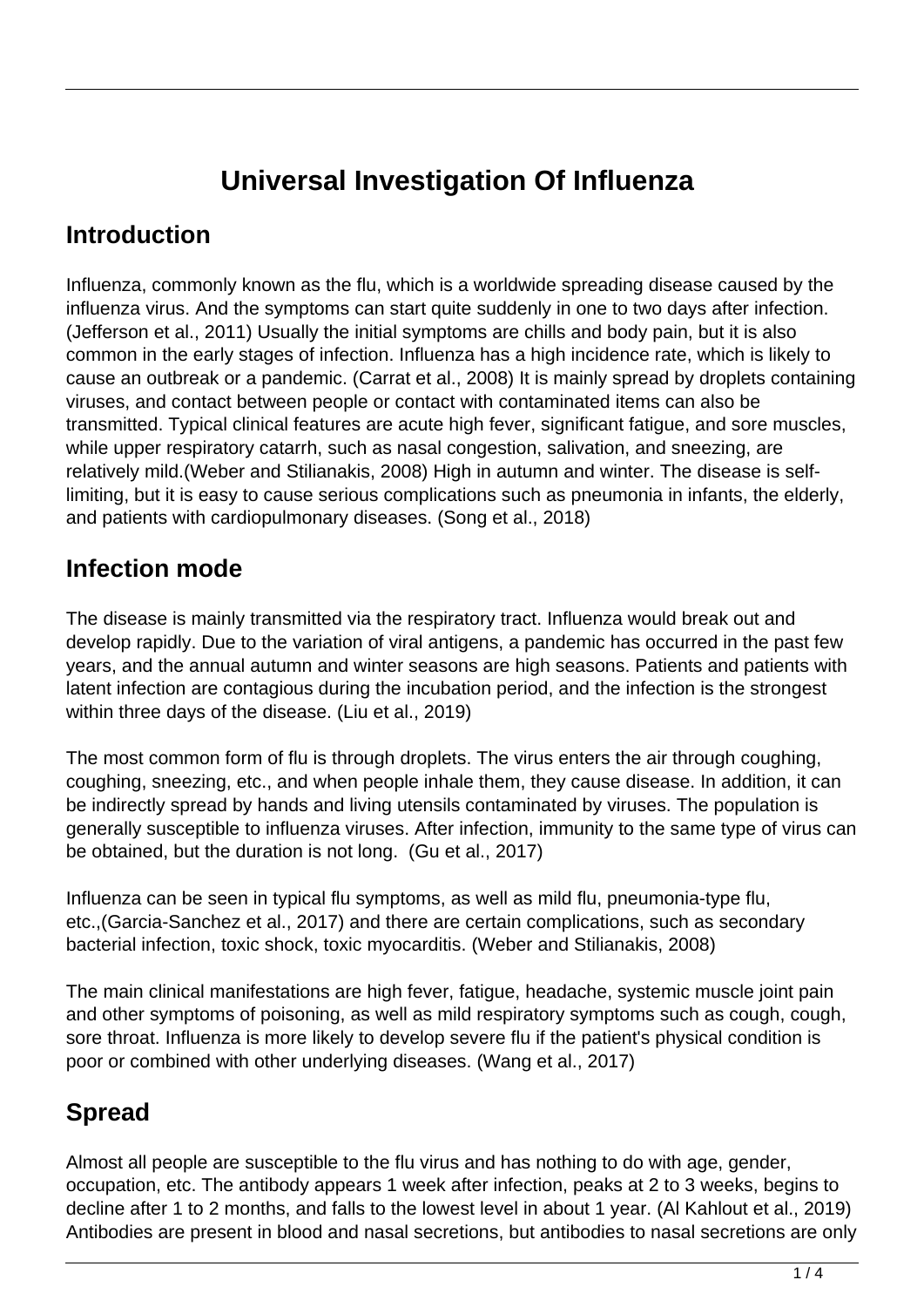# Universal Investigation Of Influenza

## Introduction

Influenza, commonly known as the flu, which is a worldwide spreading disease caused by the influenza virus. And the symptoms can start quite suddenly in one to two days after infection. (Jefferson et al., 2011) Usually the initial symptoms are chills and body pain, but it is also common in the early stages of infection. Influenza has a high incidence rate, which is likely to cause an outbreak or a pandemic. (Carrat et al., 2008) It is mainly spread by droplets containing viruses, and contact between people or contact with contaminated items can also be transmitted. Typical clinical features are acute high fever, significant fatigue, and sore muscles, while upper respiratory catarrh, such as nasal congestion, salivation, and sneezing, are relatively mild.(Weber and Stilianakis, 2008) High in autumn and winter. The disease is self-limiting, but it is easy to cause serious complications such as pneumonia in infants, the elderly, and patients with cardiopulmonary diseases. (Song et al., 2018)

## Infection mode

The disease is mainly transmitted via the respiratory tract. Influenza would break out and develop rapidly. Due to the variation of viral antigens, a pandemic has occurred in the past few years, and the annual autumn and winter seasons are high seasons. Patients and patients with latent infection are contagious during the incubation period, and the infection is the strongest within three days of the disease. (Liu et al., 2019)

The most common form of flu is through droplets. The virus enters the air through coughing, coughing, sneezing, etc., and when people inhale them, they cause disease. In addition, it can be indirectly spread by hands and living utensils contaminated by viruses. The population is generally susceptible to influenza viruses. After infection, immunity to the same type of virus can be obtained, but the duration is not long. (Gu et al., 2017)

Influenza can be seen in typical flu symptoms, as well as mild flu, pneumonia-type flu, etc.,(Garcia-Sanchez et al., 2017) and there are certain complications, such as secondary bacterial infection, toxic shock, toxic myocarditis. (Weber and Stilianakis, 2008)

The main clinical manifestations are high fever, fatigue, headache, systemic muscle joint pain and other symptoms of poisoning, as well as mild respiratory symptoms such as cough, cough, sore throat. Influenza is more likely to develop severe flu if the patient's physical condition is poor or combined with other underlying diseases. (Wang et al., 2017)

## Spread

Almost all people are susceptible to the flu virus and has nothing to do with age, gender, occupation, etc. The antibody appears 1 week after infection, peaks at 2 to 3 weeks, begins to decline after 1 to 2 months, and falls to the lowest level in about 1 year. (Al Kahlout et al., 2019) Antibodies are present in blood and nasal secretions, but antibodies to nasal secretions are only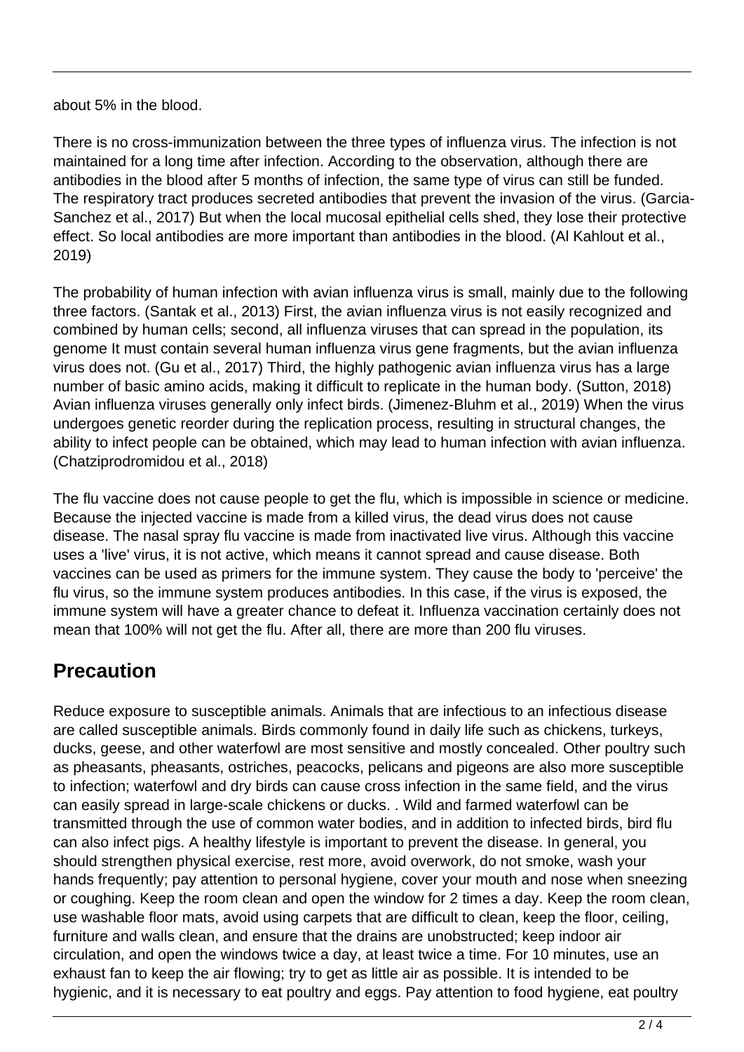about 5% in the blood.

There is no cross-immunization between the three types of influenza virus. The infection is not maintained for a long time after infection. According to the observation, although there are antibodies in the blood after 5 months of infection, the same type of virus can still be funded. The respiratory tract produces secreted antibodies that prevent the invasion of the virus. (Garcia-Sanchez et al., 2017) But when the local mucosal epithelial cells shed, they lose their protective effect. So local antibodies are more important than antibodies in the blood. (Al Kahlout et al., 2019)

The probability of human infection with avian influenza virus is small, mainly due to the following three factors. (Santak et al., 2013) First, the avian influenza virus is not easily recognized and combined by human cells; second, all influenza viruses that can spread in the population, its genome It must contain several human influenza virus gene fragments, but the avian influenza virus does not. (Gu et al., 2017) Third, the highly pathogenic avian influenza virus has a large number of basic amino acids, making it difficult to replicate in the human body. (Sutton, 2018) Avian influenza viruses generally only infect birds. (Jimenez-Bluhm et al., 2019) When the virus undergoes genetic reorder during the replication process, resulting in structural changes, the ability to infect people can be obtained, which may lead to human infection with avian influenza. (Chatziprodromidou et al., 2018)

The flu vaccine does not cause people to get the flu, which is impossible in science or medicine. Because the injected vaccine is made from a killed virus, the dead virus does not cause disease. The nasal spray flu vaccine is made from inactivated live virus. Although this vaccine uses a 'live' virus, it is not active, which means it cannot spread and cause disease. Both vaccines can be used as primers for the immune system. They cause the body to 'perceive' the flu virus, so the immune system produces antibodies. In this case, if the virus is exposed, the immune system will have a greater chance to defeat it. Influenza vaccination certainly does not mean that 100% will not get the flu. After all, there are more than 200 flu viruses.

## Precaution

Reduce exposure to susceptible animals. Animals that are infectious to an infectious disease are called susceptible animals. Birds commonly found in daily life such as chickens, turkeys, ducks, geese, and other waterfowl are most sensitive and mostly concealed. Other poultry such as pheasants, pheasants, ostriches, peacocks, pelicans and pigeons are also more susceptible to infection; waterfowl and dry birds can cause cross infection in the same field, and the virus can easily spread in large-scale chickens or ducks. . Wild and farmed waterfowl can be transmitted through the use of common water bodies, and in addition to infected birds, bird flu can also infect pigs. A healthy lifestyle is important to prevent the disease. In general, you should strengthen physical exercise, rest more, avoid overwork, do not smoke, wash your hands frequently; pay attention to personal hygiene, cover your mouth and nose when sneezing or coughing. Keep the room clean and open the window for 2 times a day. Keep the room clean, use washable floor mats, avoid using carpets that are difficult to clean, keep the floor, ceiling, furniture and walls clean, and ensure that the drains are unobstructed; keep indoor air circulation, and open the windows twice a day, at least twice a time. For 10 minutes, use an exhaust fan to keep the air flowing; try to get as little air as possible. It is intended to be hygienic, and it is necessary to eat poultry and eggs. Pay attention to food hygiene, eat poultry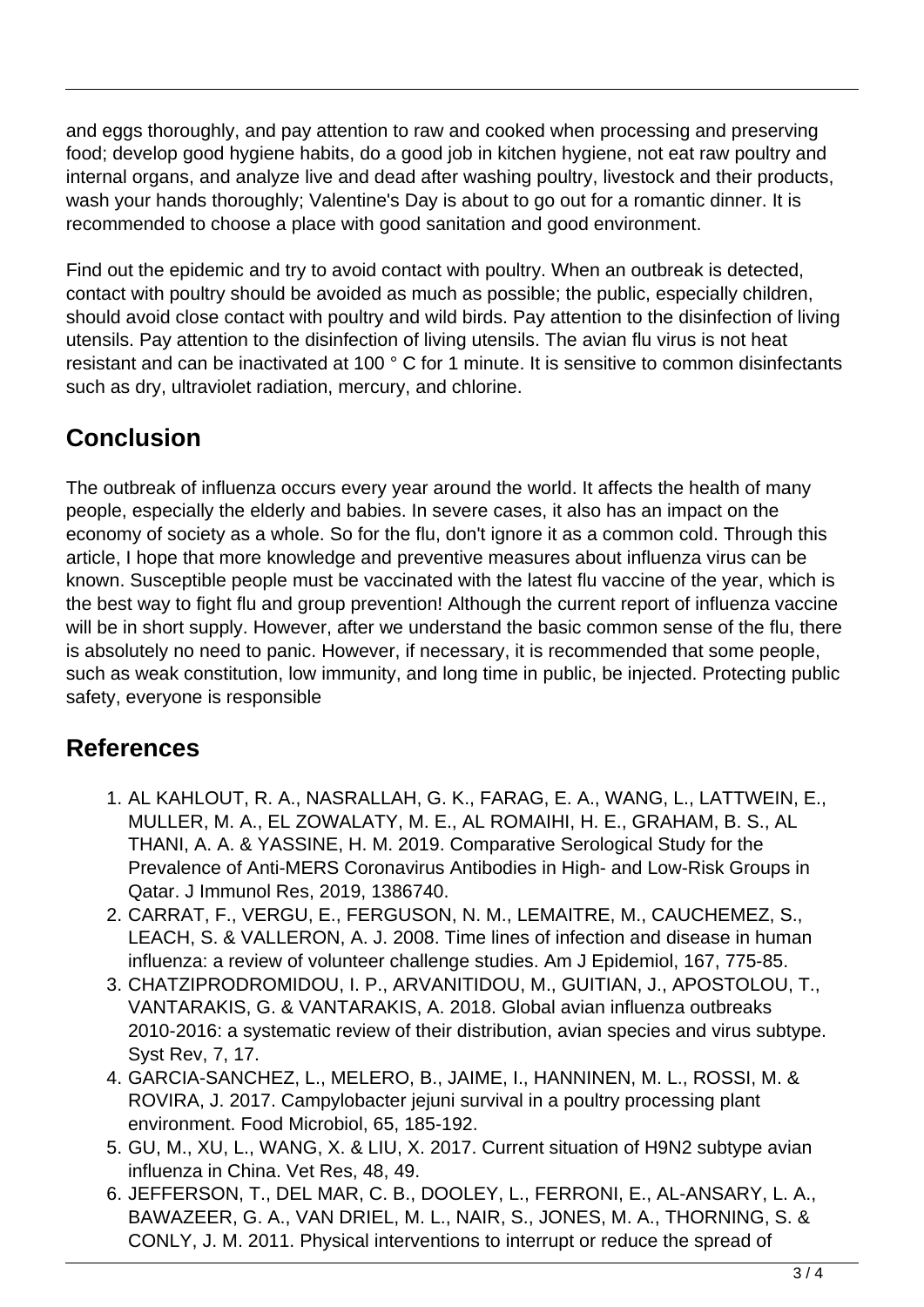and eggs thoroughly, and pay attention to raw and cooked when processing and preserving food; develop good hygiene habits, do a good job in kitchen hygiene, not eat raw poultry and internal organs, and analyze live and dead after washing poultry, livestock and their products, wash your hands thoroughly; Valentine's Day is about to go out for a romantic dinner. It is recommended to choose a place with good sanitation and good environment.

Find out the epidemic and try to avoid contact with poultry. When an outbreak is detected, contact with poultry should be avoided as much as possible; the public, especially children, should avoid close contact with poultry and wild birds. Pay attention to the disinfection of living utensils. Pay attention to the disinfection of living utensils. The avian flu virus is not heat resistant and can be inactivated at 100 ° C for 1 minute. It is sensitive to common disinfectants such as dry, ultraviolet radiation, mercury, and chlorine.

## Conclusion

The outbreak of influenza occurs every year around the world. It affects the health of many people, especially the elderly and babies. In severe cases, it also has an impact on the economy of society as a whole. So for the flu, don't ignore it as a common cold. Through this article, I hope that more knowledge and preventive measures about influenza virus can be known. Susceptible people must be vaccinated with the latest flu vaccine of the year, which is the best way to fight flu and group prevention! Although the current report of influenza vaccine will be in short supply. However, after we understand the basic common sense of the flu, there is absolutely no need to panic. However, if necessary, it is recommended that some people, such as weak constitution, low immunity, and long time in public, be injected. Protecting public safety, everyone is responsible

## References

1. AL KAHLOUT, R. A., NASRALLAH, G. K., FARAG, E. A., WANG, L., LATTWEIN, E., MULLER, M. A., EL ZOWALATY, M. E., AL ROMAIHI, H. E., GRAHAM, B. S., AL THANI, A. A. & YASSINE, H. M. 2019. Comparative Serological Study for the Prevalence of Anti-MERS Coronavirus Antibodies in High- and Low-Risk Groups in Qatar. J Immunol Res, 2019, 1386740.
2. CARRAT, F., VERGU, E., FERGUSON, N. M., LEMAITRE, M., CAUCHEMEZ, S., LEACH, S. & VALLERON, A. J. 2008. Time lines of infection and disease in human influenza: a review of volunteer challenge studies. Am J Epidemiol, 167, 775-85.
3. CHATZIPRODROMIDOU, I. P., ARVANITIDOU, M., GUITIAN, J., APOSTOLOU, T., VANTARAKIS, G. & VANTARAKIS, A. 2018. Global avian influenza outbreaks 2010-2016: a systematic review of their distribution, avian species and virus subtype. Syst Rev, 7, 17.
4. GARCIA-SANCHEZ, L., MELERO, B., JAIME, I., HANNINEN, M. L., ROSSI, M. & ROVIRA, J. 2017. Campylobacter jejuni survival in a poultry processing plant environment. Food Microbiol, 65, 185-192.
5. GU, M., XU, L., WANG, X. & LIU, X. 2017. Current situation of H9N2 subtype avian influenza in China. Vet Res, 48, 49.
6. JEFFERSON, T., DEL MAR, C. B., DOOLEY, L., FERRONI, E., AL-ANSARY, L. A., BAWAZEER, G. A., VAN DRIEL, M. L., NAIR, S., JONES, M. A., THORNING, S. & CONLY, J. M. 2011. Physical interventions to interrupt or reduce the spread of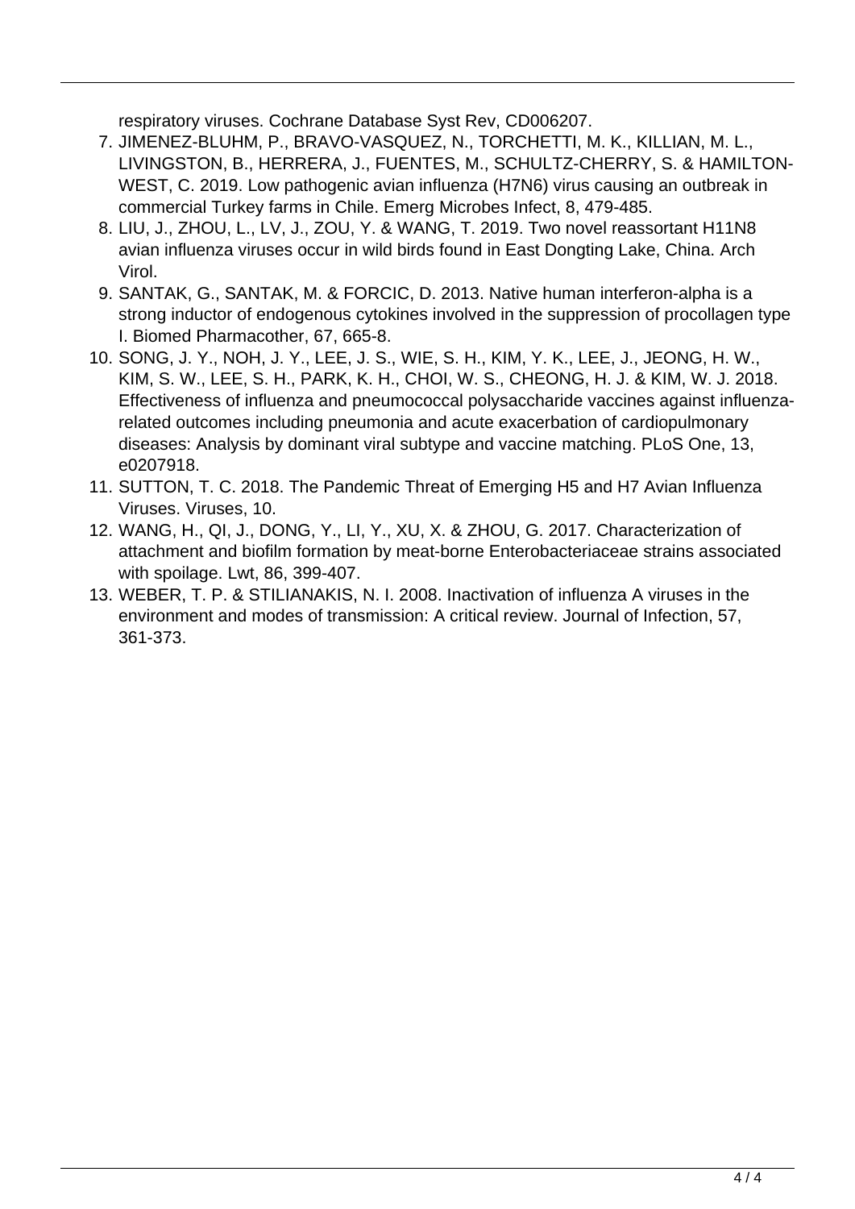respiratory viruses. Cochrane Database Syst Rev, CD006207.

7. JIMENEZ-BLUHM, P., BRAVO-VASQUEZ, N., TORCHETTI, M. K., KILLIAN, M. L., LIVINGSTON, B., HERRERA, J., FUENTES, M., SCHULTZ-CHERRY, S. & HAMILTON-WEST, C. 2019. Low pathogenic avian influenza (H7N6) virus causing an outbreak in commercial Turkey farms in Chile. Emerg Microbes Infect, 8, 479-485.
8. LIU, J., ZHOU, L., LV, J., ZOU, Y. & WANG, T. 2019. Two novel reassortant H11N8 avian influenza viruses occur in wild birds found in East Dongting Lake, China. Arch Virol.
9. SANTAK, G., SANTAK, M. & FORCIC, D. 2013. Native human interferon-alpha is a strong inductor of endogenous cytokines involved in the suppression of procollagen type I. Biomed Pharmacother, 67, 665-8.
10. SONG, J. Y., NOH, J. Y., LEE, J. S., WIE, S. H., KIM, Y. K., LEE, J., JEONG, H. W., KIM, S. W., LEE, S. H., PARK, K. H., CHOI, W. S., CHEONG, H. J. & KIM, W. J. 2018. Effectiveness of influenza and pneumococcal polysaccharide vaccines against influenza-related outcomes including pneumonia and acute exacerbation of cardiopulmonary diseases: Analysis by dominant viral subtype and vaccine matching. PLoS One, 13, e0207918.
11. SUTTON, T. C. 2018. The Pandemic Threat of Emerging H5 and H7 Avian Influenza Viruses. Viruses, 10.
12. WANG, H., QI, J., DONG, Y., LI, Y., XU, X. & ZHOU, G. 2017. Characterization of attachment and biofilm formation by meat-borne Enterobacteriaceae strains associated with spoilage. Lwt, 86, 399-407.
13. WEBER, T. P. & STILIANAKIS, N. I. 2008. Inactivation of influenza A viruses in the environment and modes of transmission: A critical review. Journal of Infection, 57, 361-373.